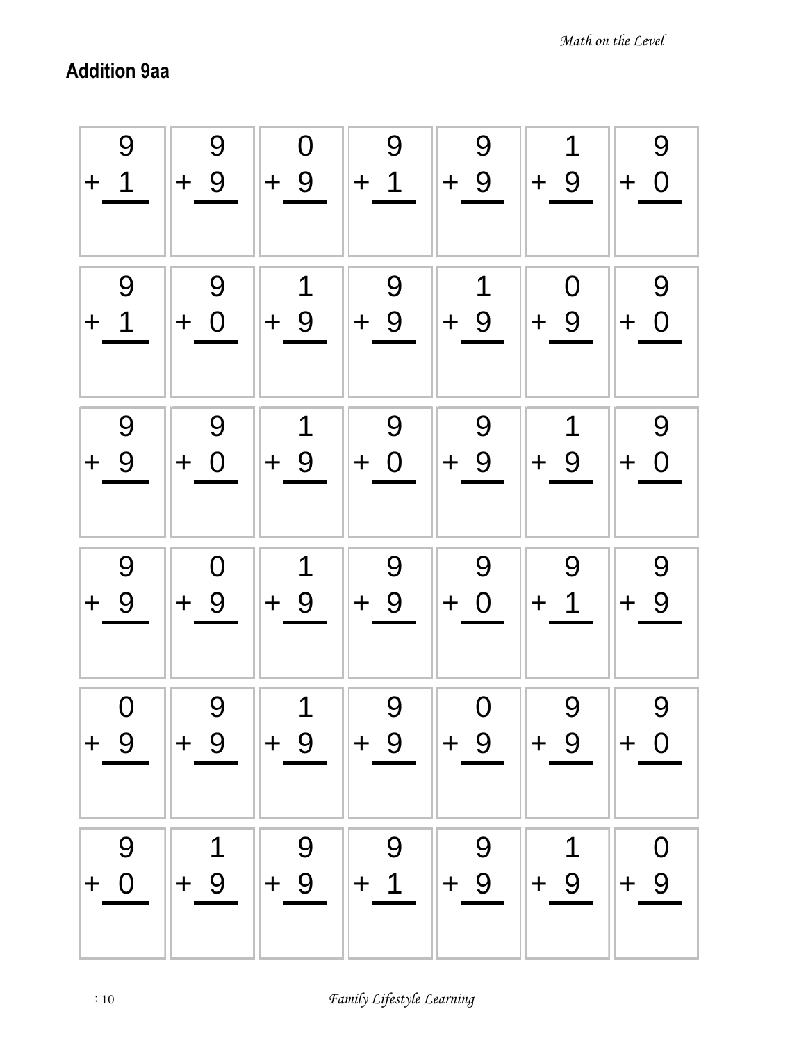## Addition 9aa

| | | | | | | |
|---|---|---|---|---|---|---|
| $9 + 1$ | $9 + 9$ | $0 + 9$ | $9 + 1$ | $9 + 9$ | $1 + 9$ | $9 + 0$ |
| $9 + 1$ | $9 + 0$ | $1 + 9$ | $9 + 9$ | $1 + 9$ | $0 + 9$ | $9 + 0$ |
| $9 + 9$ | $9 + 0$ | $1 + 9$ | $9 + 0$ | $9 + 9$ | $1 + 9$ | $9 + 0$ |
| $9 + 9$ | $0 + 9$ | $1 + 9$ | $9 + 9$ | $9 + 0$ | $9 + 1$ | $9 + 9$ |
| $0 + 9$ | $9 + 9$ | $1 + 9$ | $9 + 9$ | $0 + 9$ | $9 + 9$ | $9 + 0$ |
| $9 + 0$ | $1 + 9$ | $9 + 9$ | $9 + 1$ | $9 + 9$ | $1 + 9$ | $0 + 9$ |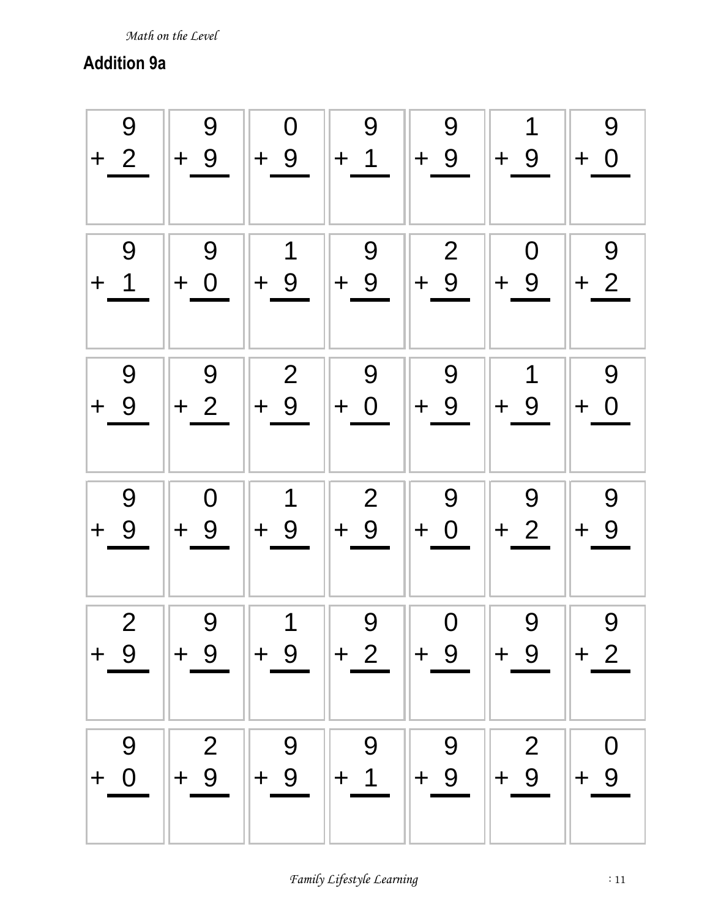## Addition 9a

| | | | | | | |
|---|---|---|---|---|---|---|
| $9 + 2$ | $9 + 9$ | $0 + 9$ | $9 + 1$ | $9 + 9$ | $1 + 9$ | $9 + 0$ |
| $9 + 1$ | $9 + 0$ | $1 + 9$ | $9 + 9$ | $2 + 9$ | $0 + 9$ | $9 + 2$ |
| $9 + 9$ | $9 + 2$ | $2 + 9$ | $9 + 0$ | $9 + 9$ | $1 + 9$ | $9 + 0$ |
| $9 + 9$ | $0 + 9$ | $1 + 9$ | $2 + 9$ | $9 + 0$ | $9 + 2$ | $9 + 9$ |
| $2 + 9$ | $9 + 9$ | $1 + 9$ | $9 + 2$ | $0 + 9$ | $9 + 9$ | $9 + 2$ |
| $9 + 0$ | $2 + 9$ | $9 + 9$ | $9 + 1$ | $9 + 9$ | $2 + 9$ | $0 + 9$ |